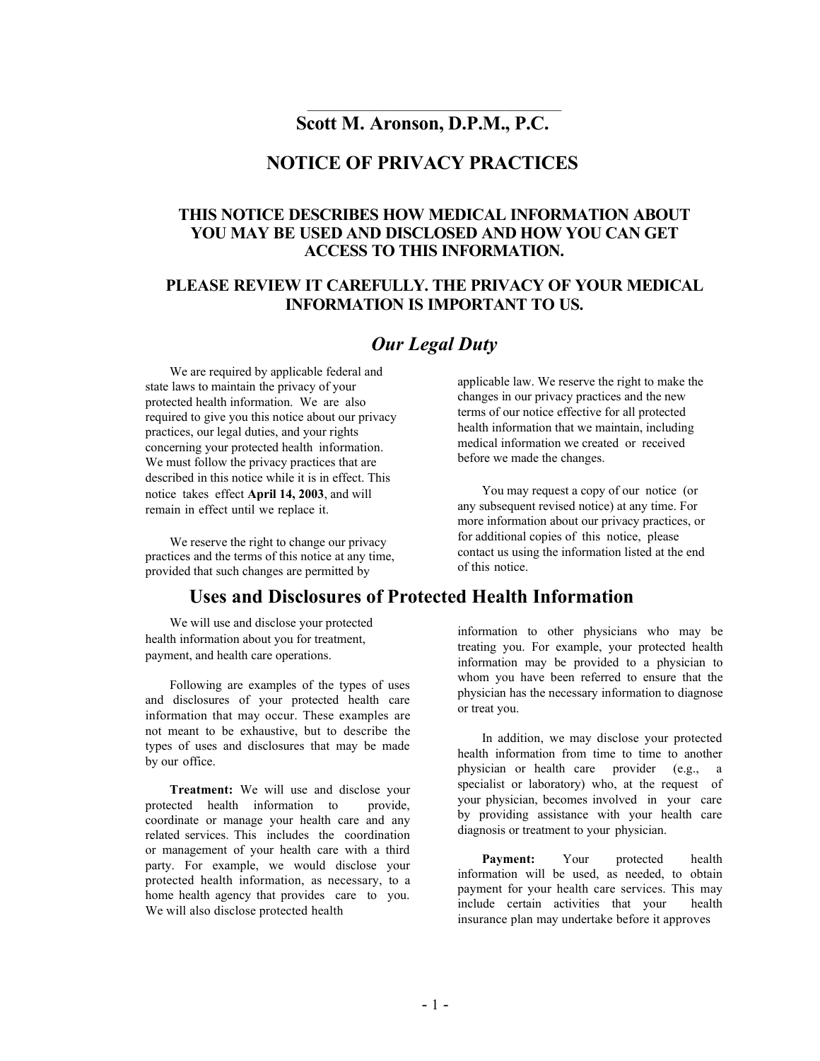# Scott M. Aronson, D.P.M., P.C.

# NOTICE OF PRIVACY PRACTICES

### THIS NOTICE DESCRIBES HOW MEDICAL INFORMATION ABOUT YOU MAY BE USED AND DISCLOSED AND HOW YOU CAN GET ACCESS TO THIS INFORMATION.

### PLEASE REVIEW IT CAREFULLY. THE PRIVACY OF YOUR MEDICAL INFORMATION IS IMPORTANT TO US.

## *Our Legal Duty*

We are required by applicable federal and state laws to maintain the privacy of your protected health information. We are also required to give you this notice about our privacy practices, our legal duties, and your rights concerning your protected health information. We must follow the privacy practices that are described in this notice while it is in effect. This notice takes effect **April 14, 2003**, and will remain in effect until we replace it.

We reserve the right to change our privacy practices and the terms of this notice at any time, provided that such changes are permitted by applicable law. We reserve the right to make the changes in our privacy practices and the new terms of our notice effective for all protected health information that we maintain, including medical information we created or received before we made the changes.

You may request a copy of our notice (or any subsequent revised notice) at any time. For more information about our privacy practices, or for additional copies of this notice, please contact us using the information listed at the end of this notice.

## Uses and Disclosures of Protected Health Information

We will use and disclose your protected health information about you for treatment, payment, and health care operations.

Following are examples of the types of uses and disclosures of your protected health care information that may occur. These examples are not meant to be exhaustive, but to describe the types of uses and disclosures that may be made by our office.

**Treatment:** We will use and disclose your protected health information to provide, coordinate or manage your health care and any related services. This includes the coordination or management of your health care with a third party. For example, we would disclose your protected health information, as necessary, to a home health agency that provides care to you. We will also disclose protected health information to other physicians who may be treating you. For example, your protected health information may be provided to a physician to whom you have been referred to ensure that the physician has the necessary information to diagnose or treat you.

In addition, we may disclose your protected health information from time to time to another physician or health care provider (e.g., a specialist or laboratory) who, at the request of your physician, becomes involved in your care by providing assistance with your health care diagnosis or treatment to your physician.

**Payment:** Your protected health information will be used, as needed, to obtain payment for your health care services. This may include certain activities that your health insurance plan may undertake before it approves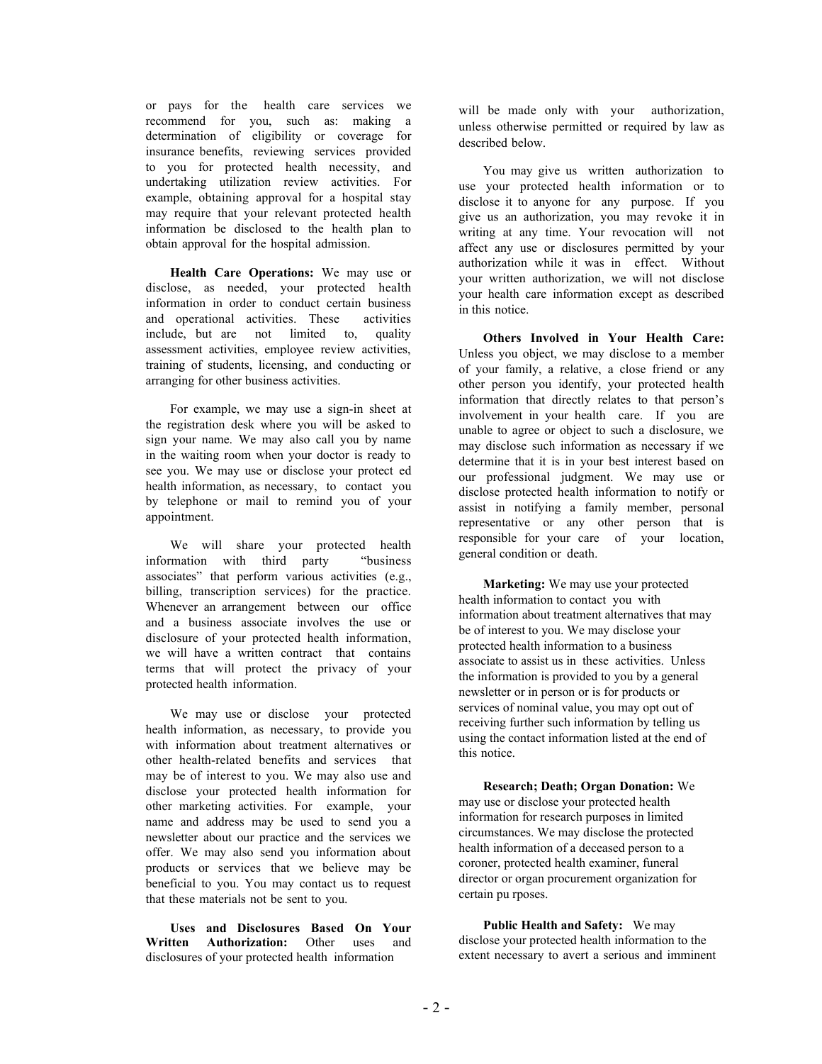or pays for the health care services we recommend for you, such as: making a determination of eligibility or coverage for insurance benefits, reviewing services provided to you for protected health necessity, and undertaking utilization review activities. For example, obtaining approval for a hospital stay may require that your relevant protected health information be disclosed to the health plan to obtain approval for the hospital admission.

**Health Care Operations:** We may use or disclose, as needed, your protected health information in order to conduct certain business and operational activities. These activities include, but are not limited to, quality assessment activities, employee review activities, training of students, licensing, and conducting or arranging for other business activities.

For example, we may use a sign-in sheet at the registration desk where you will be asked to sign your name. We may also call you by name in the waiting room when your doctor is ready to see you. We may use or disclose your protect ed health information, as necessary, to contact you by telephone or mail to remind you of your appointment.

We will share your protected health information with third party "business associates" that perform various activities (e.g., billing, transcription services) for the practice. Whenever an arrangement between our office and a business associate involves the use or disclosure of your protected health information, we will have a written contract that contains terms that will protect the privacy of your protected health information.

We may use or disclose your protected health information, as necessary, to provide you with information about treatment alternatives or other health-related benefits and services that may be of interest to you. We may also use and disclose your protected health information for other marketing activities. For example, your name and address may be used to send you a newsletter about our practice and the services we offer. We may also send you information about products or services that we believe may be beneficial to you. You may contact us to request that these materials not be sent to you.

**Uses and Disclosures Based On Your Written Authorization:** Other uses and disclosures of your protected health information will be made only with your authorization, unless otherwise permitted or required by law as described below.

You may give us written authorization to use your protected health information or to disclose it to anyone for any purpose. If you give us an authorization, you may revoke it in writing at any time. Your revocation will not affect any use or disclosures permitted by your authorization while it was in effect. Without your written authorization, we will not disclose your health care information except as described in this notice.

**Others Involved in Your Health Care:** Unless you object, we may disclose to a member of your family, a relative, a close friend or any other person you identify, your protected health information that directly relates to that person's involvement in your health care. If you are unable to agree or object to such a disclosure, we may disclose such information as necessary if we determine that it is in your best interest based on our professional judgment. We may use or disclose protected health information to notify or assist in notifying a family member, personal representative or any other person that is responsible for your care of your location, general condition or death.

**Marketing:** We may use your protected health information to contact you with information about treatment alternatives that may be of interest to you. We may disclose your protected health information to a business associate to assist us in these activities. Unless the information is provided to you by a general newsletter or in person or is for products or services of nominal value, you may opt out of receiving further such information by telling us using the contact information listed at the end of this notice.

**Research; Death; Organ Donation:** We may use or disclose your protected health information for research purposes in limited circumstances. We may disclose the protected health information of a deceased person to a coroner, protected health examiner, funeral director or organ procurement organization for certain pu rposes.

**Public Health and Safety:** We may disclose your protected health information to the extent necessary to avert a serious and imminent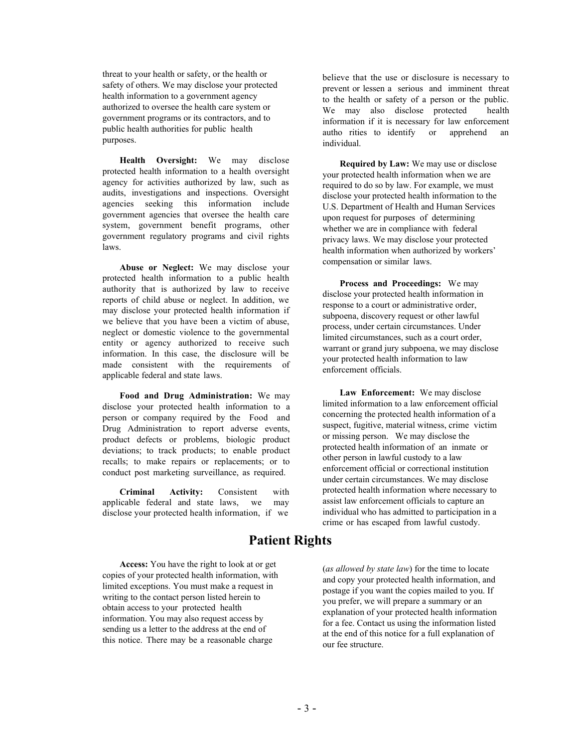threat to your health or safety, or the health or safety of others. We may disclose your protected health information to a government agency authorized to oversee the health care system or government programs or its contractors, and to public health authorities for public health purposes.

**Health Oversight:** We may disclose protected health information to a health oversight agency for activities authorized by law, such as audits, investigations and inspections. Oversight agencies seeking this information include government agencies that oversee the health care system, government benefit programs, other government regulatory programs and civil rights laws.

**Abuse or Neglect:** We may disclose your protected health information to a public health authority that is authorized by law to receive reports of child abuse or neglect. In addition, we may disclose your protected health information if we believe that you have been a victim of abuse, neglect or domestic violence to the governmental entity or agency authorized to receive such information. In this case, the disclosure will be made consistent with the requirements of applicable federal and state laws.

**Food and Drug Administration:** We may disclose your protected health information to a person or company required by the Food and Drug Administration to report adverse events, product defects or problems, biologic product deviations; to track products; to enable product recalls; to make repairs or replacements; or to conduct post marketing surveillance, as required.

**Criminal Activity:** Consistent with applicable federal and state laws, we may disclose your protected health information, if we believe that the use or disclosure is necessary to prevent or lessen a serious and imminent threat to the health or safety of a person or the public. We may also disclose protected health information if it is necessary for law enforcement autho rities to identify or apprehend an individual.

**Required by Law:** We may use or disclose your protected health information when we are required to do so by law. For example, we must disclose your protected health information to the U.S. Department of Health and Human Services upon request for purposes of determining whether we are in compliance with federal privacy laws. We may disclose your protected health information when authorized by workers' compensation or similar laws.

**Process and Proceedings:** We may disclose your protected health information in response to a court or administrative order, subpoena, discovery request or other lawful process, under certain circumstances. Under limited circumstances, such as a court order, warrant or grand jury subpoena, we may disclose your protected health information to law enforcement officials.

**Law Enforcement:** We may disclose limited information to a law enforcement official concerning the protected health information of a suspect, fugitive, material witness, crime victim or missing person. We may disclose the protected health information of an inmate or other person in lawful custody to a law enforcement official or correctional institution under certain circumstances. We may disclose protected health information where necessary to assist law enforcement officials to capture an individual who has admitted to participation in a crime or has escaped from lawful custody.

# Patient Rights

**Access:** You have the right to look at or get copies of your protected health information, with limited exceptions. You must make a request in writing to the contact person listed herein to obtain access to your protected health information. You may also request access by sending us a letter to the address at the end of this notice. There may be a reasonable charge (*as allowed by state law*) for the time to locate and copy your protected health information, and postage if you want the copies mailed to you. If you prefer, we will prepare a summary or an explanation of your protected health information for a fee. Contact us using the information listed at the end of this notice for a full explanation of our fee structure.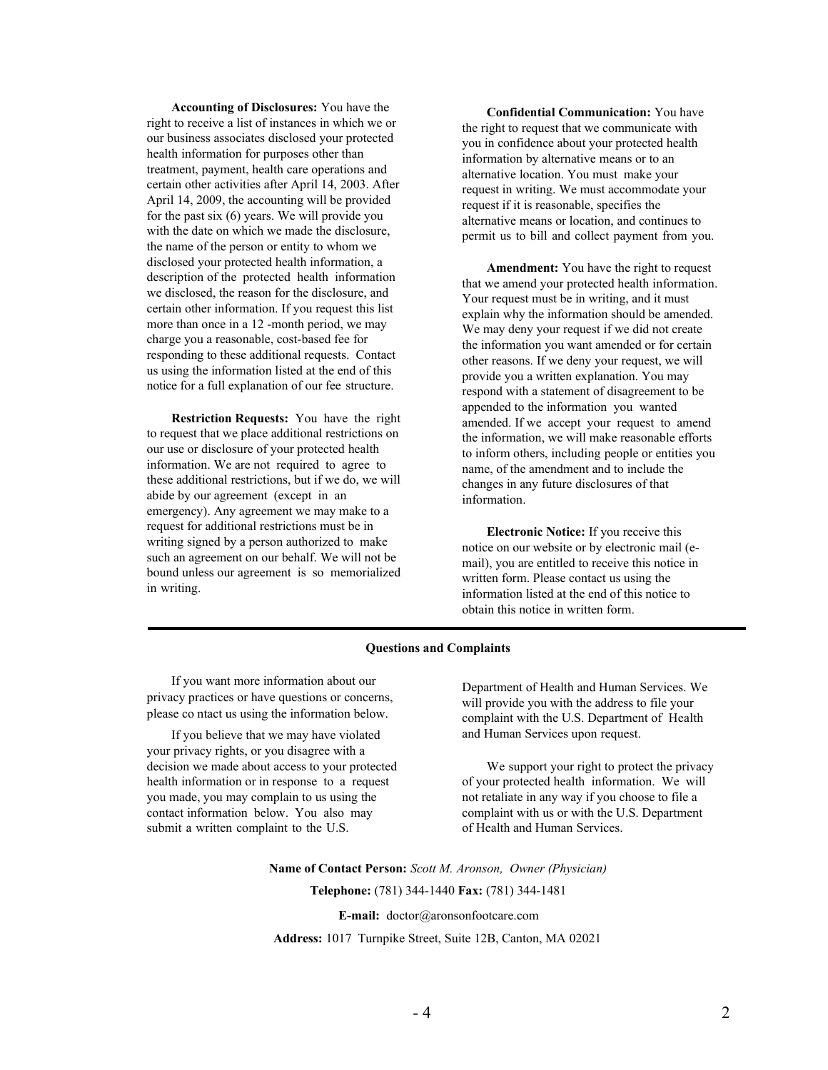**Accounting of Disclosures:** You have the right to receive a list of instances in which we or our business associates disclosed your protected health information for purposes other than treatment, payment, health care operations and certain other activities after April 14, 2003. After April 14, 2009, the accounting will be provided for the past six (6) years. We will provide you with the date on which we made the disclosure, the name of the person or entity to whom we disclosed your protected health information, a description of the protected health information we disclosed, the reason for the disclosure, and certain other information. If you request this list more than once in a 12 -month period, we may charge you a reasonable, cost-based fee for responding to these additional requests. Contact us using the information listed at the end of this notice for a full explanation of our fee structure.

**Restriction Requests:** You have the right to request that we place additional restrictions on our use or disclosure of your protected health information. We are not required to agree to these additional restrictions, but if we do, we will abide by our agreement (except in an emergency). Any agreement we may make to a request for additional restrictions must be in writing signed by a person authorized to make such an agreement on our behalf. We will not be bound unless our agreement is so memorialized in writing.

**Confidential Communication:** You have the right to request that we communicate with you in confidence about your protected health information by alternative means or to an alternative location. You must make your request in writing. We must accommodate your request if it is reasonable, specifies the alternative means or location, and continues to permit us to bill and collect payment from you.

**Amendment:** You have the right to request that we amend your protected health information. Your request must be in writing, and it must explain why the information should be amended. We may deny your request if we did not create the information you want amended or for certain other reasons. If we deny your request, we will provide you a written explanation. You may respond with a statement of disagreement to be appended to the information you wanted amended. If we accept your request to amend the information, we will make reasonable efforts to inform others, including people or entities you name, of the amendment and to include the changes in any future disclosures of that information.

**Electronic Notice:** If you receive this notice on our website or by electronic mail (e-mail), you are entitled to receive this notice in written form. Please contact us using the information listed at the end of this notice to obtain this notice in written form.

---

**Questions and Complaints**

If you want more information about our privacy practices or have questions or concerns, please co ntact us using the information below.

If you believe that we may have violated your privacy rights, or you disagree with a decision we made about access to your protected health information or in response to a request you made, you may complain to us using the contact information below. You also may submit a written complaint to the U.S. Department of Health and Human Services. We will provide you with the address to file your complaint with the U.S. Department of Health and Human Services upon request.

We support your right to protect the privacy of your protected health information. We will not retaliate in any way if you choose to file a complaint with us or with the U.S. Department of Health and Human Services.

**Name of Contact Person:** *Scott M. Aronson, Owner (Physician)*

**Telephone:** (781) 344-1440 **Fax:** (781) 344-1481

**E-mail:** doctor@aronsonfootcare.com

**Address:** 1017 Turnpike Street, Suite 12B, Canton, MA 02021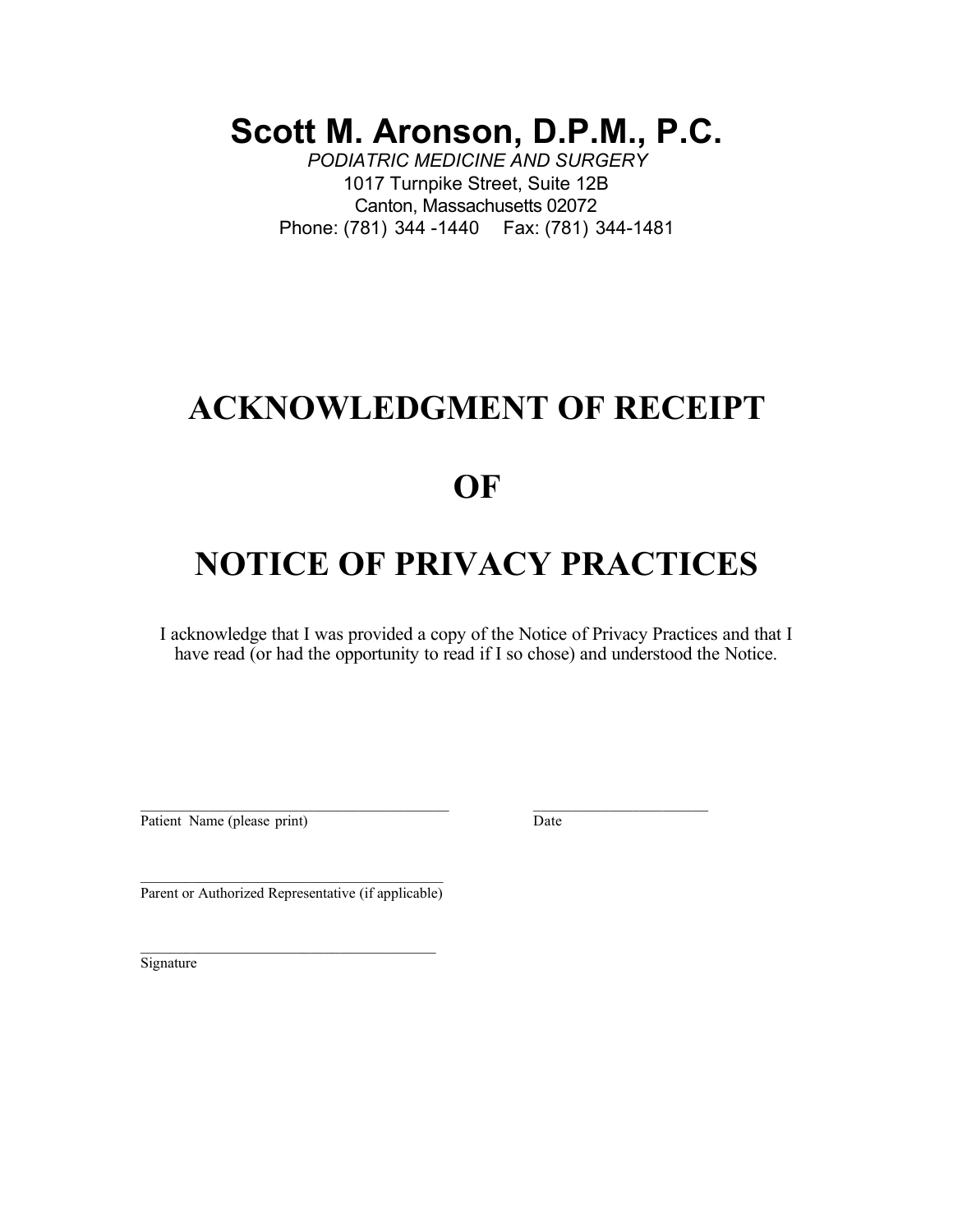# Scott M. Aronson, D.P.M., P.C.

*PODIATRIC MEDICINE AND SURGERY*
1017 Turnpike Street, Suite 12B
Canton, Massachusetts 02072
Phone: (781) 344 -1440 Fax: (781) 344-1481

# ACKNOWLEDGMENT OF RECEIPT

# OF

# NOTICE OF PRIVACY PRACTICES

I acknowledge that I was provided a copy of the Notice of Privacy Practices and that I have read (or had the opportunity to read if I so chose) and understood the Notice.

\_\_\_\_\_\_\_\_\_\_\_\_\_\_\_\_\_\_\_\_\_\_\_\_\_\_\_\_\_\_\_\_\_\_\_\_\_\_\_\_ \_\_\_\_\_\_\_\_\_\_\_\_\_\_\_\_\_\_\_\_\_\_\_\_
Patient Name (please print) Date

\_\_\_\_\_\_\_\_\_\_\_\_\_\_\_\_\_\_\_\_\_\_\_\_\_\_\_\_\_\_\_\_\_\_\_\_\_\_\_\_
Parent or Authorized Representative (if applicable)

\_\_\_\_\_\_\_\_\_\_\_\_\_\_\_\_\_\_\_\_\_\_\_\_\_\_\_\_\_\_\_\_\_\_\_\_\_\_\_\_
Signature